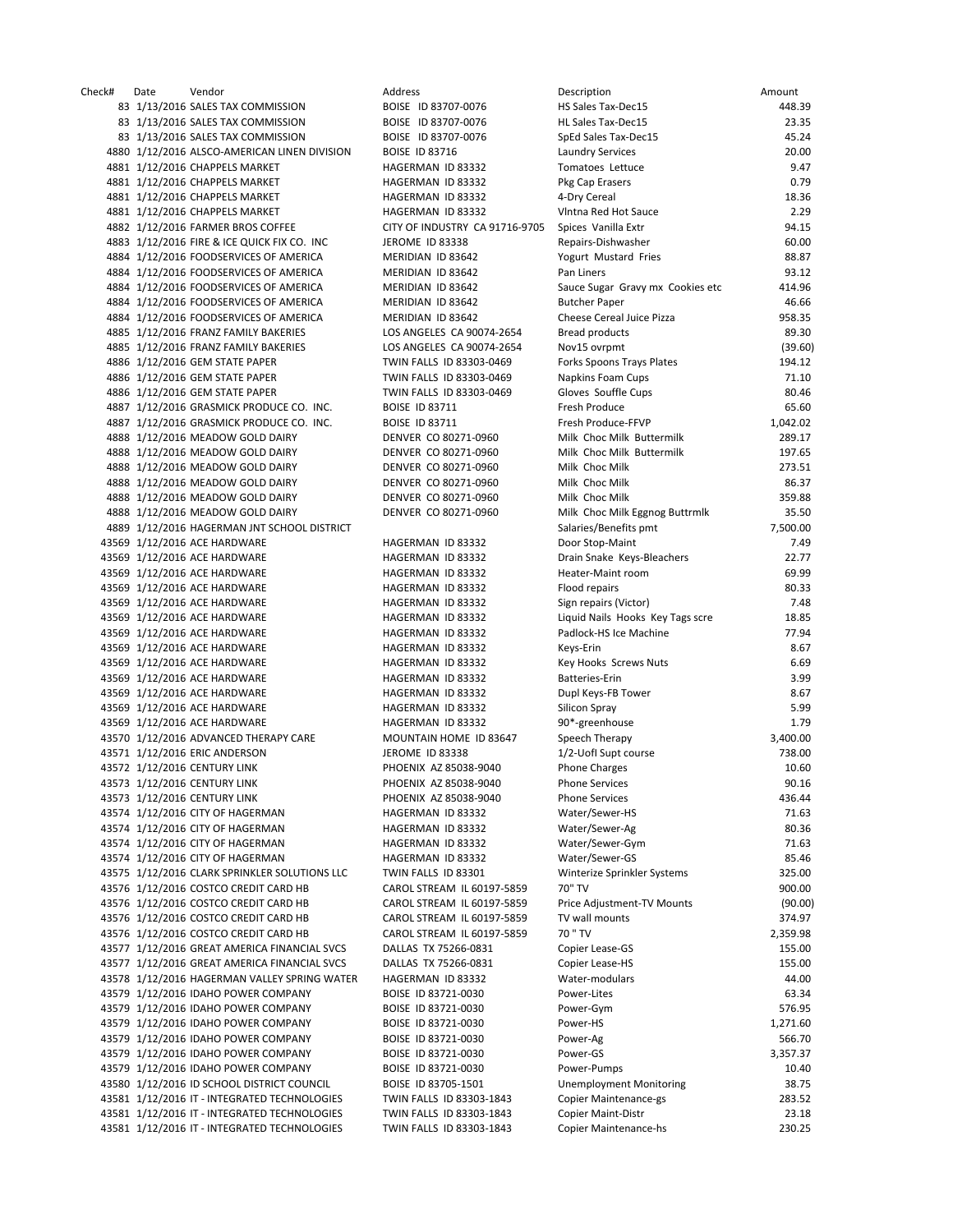| Check# | Date | Vendor | Address | Description | Amount |
|---|---|---|---|---|---|
| 83 | 1/13/2016 | SALES TAX COMMISSION | BOISE ID 83707-0076 | HS Sales Tax-Dec15 | 448.39 |
| 83 | 1/13/2016 | SALES TAX COMMISSION | BOISE ID 83707-0076 | HL Sales Tax-Dec15 | 23.35 |
| 83 | 1/13/2016 | SALES TAX COMMISSION | BOISE ID 83707-0076 | SpEd Sales Tax-Dec15 | 45.24 |
| 4880 | 1/12/2016 | ALSCO-AMERICAN LINEN DIVISION | BOISE ID 83716 | Laundry Services | 20.00 |
| 4881 | 1/12/2016 | CHAPPELS MARKET | HAGERMAN ID 83332 | Tomatoes Lettuce | 9.47 |
| 4881 | 1/12/2016 | CHAPPELS MARKET | HAGERMAN ID 83332 | Pkg Cap Erasers | 0.79 |
| 4881 | 1/12/2016 | CHAPPELS MARKET | HAGERMAN ID 83332 | 4-Dry Cereal | 18.36 |
| 4881 | 1/12/2016 | CHAPPELS MARKET | HAGERMAN ID 83332 | Vlntna Red Hot Sauce | 2.29 |
| 4882 | 1/12/2016 | FARMER BROS COFFEE | CITY OF INDUSTRY CA 91716-9705 | Spices Vanilla Extr | 94.15 |
| 4883 | 1/12/2016 | FIRE & ICE QUICK FIX CO. INC | JEROME ID 83338 | Repairs-Dishwasher | 60.00 |
| 4884 | 1/12/2016 | FOODSERVICES OF AMERICA | MERIDIAN ID 83642 | Yogurt Mustard Fries | 88.87 |
| 4884 | 1/12/2016 | FOODSERVICES OF AMERICA | MERIDIAN ID 83642 | Pan Liners | 93.12 |
| 4884 | 1/12/2016 | FOODSERVICES OF AMERICA | MERIDIAN ID 83642 | Sauce Sugar Gravy mx Cookies etc | 414.96 |
| 4884 | 1/12/2016 | FOODSERVICES OF AMERICA | MERIDIAN ID 83642 | Butcher Paper | 46.66 |
| 4884 | 1/12/2016 | FOODSERVICES OF AMERICA | MERIDIAN ID 83642 | Cheese Cereal Juice Pizza | 958.35 |
| 4885 | 1/12/2016 | FRANZ FAMILY BAKERIES | LOS ANGELES CA 90074-2654 | Bread products | 89.30 |
| 4885 | 1/12/2016 | FRANZ FAMILY BAKERIES | LOS ANGELES CA 90074-2654 | Nov15 ovrpmt | (39.60) |
| 4886 | 1/12/2016 | GEM STATE PAPER | TWIN FALLS ID 83303-0469 | Forks Spoons Trays Plates | 194.12 |
| 4886 | 1/12/2016 | GEM STATE PAPER | TWIN FALLS ID 83303-0469 | Napkins Foam Cups | 71.10 |
| 4886 | 1/12/2016 | GEM STATE PAPER | TWIN FALLS ID 83303-0469 | Gloves Souffle Cups | 80.46 |
| 4887 | 1/12/2016 | GRASMICK PRODUCE CO. INC. | BOISE ID 83711 | Fresh Produce | 65.60 |
| 4887 | 1/12/2016 | GRASMICK PRODUCE CO. INC. | BOISE ID 83711 | Fresh Produce-FFVP | 1,042.02 |
| 4888 | 1/12/2016 | MEADOW GOLD DAIRY | DENVER CO 80271-0960 | Milk Choc Milk Buttermilk | 289.17 |
| 4888 | 1/12/2016 | MEADOW GOLD DAIRY | DENVER CO 80271-0960 | Milk Choc Milk Buttermilk | 197.65 |
| 4888 | 1/12/2016 | MEADOW GOLD DAIRY | DENVER CO 80271-0960 | Milk Choc Milk | 273.51 |
| 4888 | 1/12/2016 | MEADOW GOLD DAIRY | DENVER CO 80271-0960 | Milk Choc Milk | 86.37 |
| 4888 | 1/12/2016 | MEADOW GOLD DAIRY | DENVER CO 80271-0960 | Milk Choc Milk | 359.88 |
| 4888 | 1/12/2016 | MEADOW GOLD DAIRY | DENVER CO 80271-0960 | Milk Choc Milk Eggnog Buttrmlk | 35.50 |
| 4889 | 1/12/2016 | HAGERMAN JNT SCHOOL DISTRICT | | Salaries/Benefits pmt | 7,500.00 |
| 43569 | 1/12/2016 | ACE HARDWARE | HAGERMAN ID 83332 | Door Stop-Maint | 7.49 |
| 43569 | 1/12/2016 | ACE HARDWARE | HAGERMAN ID 83332 | Drain Snake Keys-Bleachers | 22.77 |
| 43569 | 1/12/2016 | ACE HARDWARE | HAGERMAN ID 83332 | Heater-Maint room | 69.99 |
| 43569 | 1/12/2016 | ACE HARDWARE | HAGERMAN ID 83332 | Flood repairs | 80.33 |
| 43569 | 1/12/2016 | ACE HARDWARE | HAGERMAN ID 83332 | Sign repairs (Victor) | 7.48 |
| 43569 | 1/12/2016 | ACE HARDWARE | HAGERMAN ID 83332 | Liquid Nails Hooks Key Tags scre | 18.85 |
| 43569 | 1/12/2016 | ACE HARDWARE | HAGERMAN ID 83332 | Padlock-HS Ice Machine | 77.94 |
| 43569 | 1/12/2016 | ACE HARDWARE | HAGERMAN ID 83332 | Keys-Erin | 8.67 |
| 43569 | 1/12/2016 | ACE HARDWARE | HAGERMAN ID 83332 | Key Hooks Screws Nuts | 6.69 |
| 43569 | 1/12/2016 | ACE HARDWARE | HAGERMAN ID 83332 | Batteries-Erin | 3.99 |
| 43569 | 1/12/2016 | ACE HARDWARE | HAGERMAN ID 83332 | Dupl Keys-FB Tower | 8.67 |
| 43569 | 1/12/2016 | ACE HARDWARE | HAGERMAN ID 83332 | Silicon Spray | 5.99 |
| 43569 | 1/12/2016 | ACE HARDWARE | HAGERMAN ID 83332 | 90*-greenhouse | 1.79 |
| 43570 | 1/12/2016 | ADVANCED THERAPY CARE | MOUNTAIN HOME ID 83647 | Speech Therapy | 3,400.00 |
| 43571 | 1/12/2016 | ERIC ANDERSON | JEROME ID 83338 | 1/2-UofI Supt course | 738.00 |
| 43572 | 1/12/2016 | CENTURY LINK | PHOENIX AZ 85038-9040 | Phone Charges | 10.60 |
| 43573 | 1/12/2016 | CENTURY LINK | PHOENIX AZ 85038-9040 | Phone Services | 90.16 |
| 43573 | 1/12/2016 | CENTURY LINK | PHOENIX AZ 85038-9040 | Phone Services | 436.44 |
| 43574 | 1/12/2016 | CITY OF HAGERMAN | HAGERMAN ID 83332 | Water/Sewer-HS | 71.63 |
| 43574 | 1/12/2016 | CITY OF HAGERMAN | HAGERMAN ID 83332 | Water/Sewer-Ag | 80.36 |
| 43574 | 1/12/2016 | CITY OF HAGERMAN | HAGERMAN ID 83332 | Water/Sewer-Gym | 71.63 |
| 43574 | 1/12/2016 | CITY OF HAGERMAN | HAGERMAN ID 83332 | Water/Sewer-GS | 85.46 |
| 43575 | 1/12/2016 | CLARK SPRINKLER SOLUTIONS LLC | TWIN FALLS ID 83301 | Winterize Sprinkler Systems | 325.00 |
| 43576 | 1/12/2016 | COSTCO CREDIT CARD HB | CAROL STREAM IL 60197-5859 | 70" TV | 900.00 |
| 43576 | 1/12/2016 | COSTCO CREDIT CARD HB | CAROL STREAM IL 60197-5859 | Price Adjustment-TV Mounts | (90.00) |
| 43576 | 1/12/2016 | COSTCO CREDIT CARD HB | CAROL STREAM IL 60197-5859 | TV wall mounts | 374.97 |
| 43576 | 1/12/2016 | COSTCO CREDIT CARD HB | CAROL STREAM IL 60197-5859 | 70 " TV | 2,359.98 |
| 43577 | 1/12/2016 | GREAT AMERICA FINANCIAL SVCS | DALLAS TX 75266-0831 | Copier Lease-GS | 155.00 |
| 43577 | 1/12/2016 | GREAT AMERICA FINANCIAL SVCS | DALLAS TX 75266-0831 | Copier Lease-HS | 155.00 |
| 43578 | 1/12/2016 | HAGERMAN VALLEY SPRING WATER | HAGERMAN ID 83332 | Water-modulars | 44.00 |
| 43579 | 1/12/2016 | IDAHO POWER COMPANY | BOISE ID 83721-0030 | Power-Lites | 63.34 |
| 43579 | 1/12/2016 | IDAHO POWER COMPANY | BOISE ID 83721-0030 | Power-Gym | 576.95 |
| 43579 | 1/12/2016 | IDAHO POWER COMPANY | BOISE ID 83721-0030 | Power-HS | 1,271.60 |
| 43579 | 1/12/2016 | IDAHO POWER COMPANY | BOISE ID 83721-0030 | Power-Ag | 566.70 |
| 43579 | 1/12/2016 | IDAHO POWER COMPANY | BOISE ID 83721-0030 | Power-GS | 3,357.37 |
| 43579 | 1/12/2016 | IDAHO POWER COMPANY | BOISE ID 83721-0030 | Power-Pumps | 10.40 |
| 43580 | 1/12/2016 | ID SCHOOL DISTRICT COUNCIL | BOISE ID 83705-1501 | Unemployment Monitoring | 38.75 |
| 43581 | 1/12/2016 | IT - INTEGRATED TECHNOLOGIES | TWIN FALLS ID 83303-1843 | Copier Maintenance-gs | 283.52 |
| 43581 | 1/12/2016 | IT - INTEGRATED TECHNOLOGIES | TWIN FALLS ID 83303-1843 | Copier Maint-Distr | 23.18 |
| 43581 | 1/12/2016 | IT - INTEGRATED TECHNOLOGIES | TWIN FALLS ID 83303-1843 | Copier Maintenance-hs | 230.25 |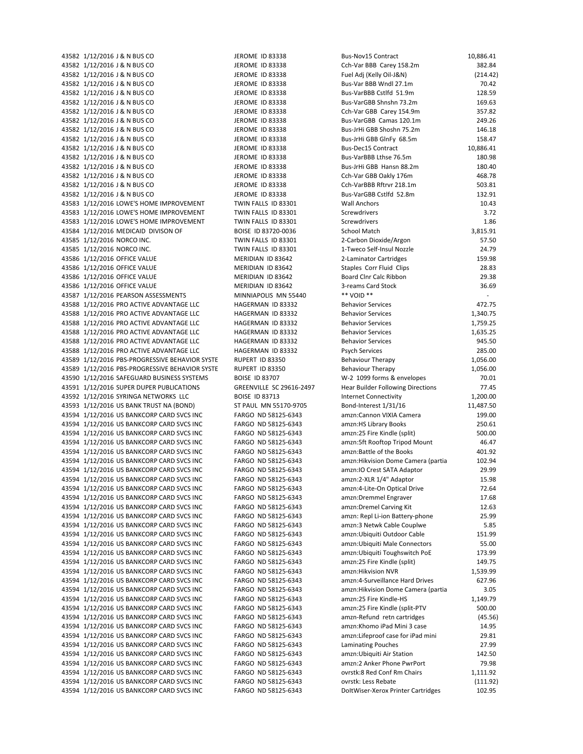| | | | | | |
|---|---|---|---|---|---|
| 43582 | 1/12/2016 | J & N BUS CO | JEROME ID 83338 | Bus-Nov15 Contract | 10,886.41 |
| 43582 | 1/12/2016 | J & N BUS CO | JEROME ID 83338 | Cch-Var BBB Carey 158.2m | 382.84 |
| 43582 | 1/12/2016 | J & N BUS CO | JEROME ID 83338 | Fuel Adj (Kelly Oil-J&N) | (214.42) |
| 43582 | 1/12/2016 | J & N BUS CO | JEROME ID 83338 | Bus-Var BBB Wndl 27.1m | 70.42 |
| 43582 | 1/12/2016 | J & N BUS CO | JEROME ID 83338 | Bus-VarBBB Cstlfd 51.9m | 128.59 |
| 43582 | 1/12/2016 | J & N BUS CO | JEROME ID 83338 | Bus-VarGBB Shnshn 73.2m | 169.63 |
| 43582 | 1/12/2016 | J & N BUS CO | JEROME ID 83338 | Cch-Var GBB Carey 154.9m | 357.82 |
| 43582 | 1/12/2016 | J & N BUS CO | JEROME ID 83338 | Bus-VarGBB Camas 120.1m | 249.26 |
| 43582 | 1/12/2016 | J & N BUS CO | JEROME ID 83338 | Bus-JrHi GBB Shoshn 75.2m | 146.18 |
| 43582 | 1/12/2016 | J & N BUS CO | JEROME ID 83338 | Bus-JrHi GBB GlnFy 68.5m | 158.47 |
| 43582 | 1/12/2016 | J & N BUS CO | JEROME ID 83338 | Bus-Dec15 Contract | 10,886.41 |
| 43582 | 1/12/2016 | J & N BUS CO | JEROME ID 83338 | Bus-VarBBB Lthse 76.5m | 180.98 |
| 43582 | 1/12/2016 | J & N BUS CO | JEROME ID 83338 | Bus-JrHi GBB Hansn 88.2m | 180.40 |
| 43582 | 1/12/2016 | J & N BUS CO | JEROME ID 83338 | Cch-Var GBB Oakly 176m | 468.78 |
| 43582 | 1/12/2016 | J & N BUS CO | JEROME ID 83338 | Cch-VarBBB Rftrvr 218.1m | 503.81 |
| 43582 | 1/12/2016 | J & N BUS CO | JEROME ID 83338 | Bus-VarGBB Cstlfd 52.8m | 132.91 |
| 43583 | 1/12/2016 | LOWE'S HOME IMPROVEMENT | TWIN FALLS ID 83301 | Wall Anchors | 10.43 |
| 43583 | 1/12/2016 | LOWE'S HOME IMPROVEMENT | TWIN FALLS ID 83301 | Screwdrivers | 3.72 |
| 43583 | 1/12/2016 | LOWE'S HOME IMPROVEMENT | TWIN FALLS ID 83301 | Screwdrivers | 1.86 |
| 43584 | 1/12/2016 | MEDICAID DIVISON OF | BOISE ID 83720-0036 | School Match | 3,815.91 |
| 43585 | 1/12/2016 | NORCO INC. | TWIN FALLS ID 83301 | 2-Carbon Dioxide/Argon | 57.50 |
| 43585 | 1/12/2016 | NORCO INC. | TWIN FALLS ID 83301 | 1-Tweco Self-Insul Nozzle | 24.79 |
| 43586 | 1/12/2016 | OFFICE VALUE | MERIDIAN ID 83642 | 2-Laminator Cartridges | 159.98 |
| 43586 | 1/12/2016 | OFFICE VALUE | MERIDIAN ID 83642 | Staples Corr Fluid Clips | 28.83 |
| 43586 | 1/12/2016 | OFFICE VALUE | MERIDIAN ID 83642 | Board Clnr Calc Ribbon | 29.38 |
| 43586 | 1/12/2016 | OFFICE VALUE | MERIDIAN ID 83642 | 3-reams Card Stock | 36.69 |
| 43587 | 1/12/2016 | PEARSON ASSESSMENTS | MINNIAPOLIS MN 55440 | ** VOID ** | - |
| 43588 | 1/12/2016 | PRO ACTIVE ADVANTAGE LLC | HAGERMAN ID 83332 | Behavior Services | 472.75 |
| 43588 | 1/12/2016 | PRO ACTIVE ADVANTAGE LLC | HAGERMAN ID 83332 | Behavior Services | 1,340.75 |
| 43588 | 1/12/2016 | PRO ACTIVE ADVANTAGE LLC | HAGERMAN ID 83332 | Behavior Services | 1,759.25 |
| 43588 | 1/12/2016 | PRO ACTIVE ADVANTAGE LLC | HAGERMAN ID 83332 | Behavior Services | 1,635.25 |
| 43588 | 1/12/2016 | PRO ACTIVE ADVANTAGE LLC | HAGERMAN ID 83332 | Behavior Services | 945.50 |
| 43588 | 1/12/2016 | PRO ACTIVE ADVANTAGE LLC | HAGERMAN ID 83332 | Psych Services | 285.00 |
| 43589 | 1/12/2016 | PBS-PROGRESSIVE BEHAVIOR SYSTE | RUPERT ID 83350 | Behaviour Therapy | 1,056.00 |
| 43589 | 1/12/2016 | PBS-PROGRESSIVE BEHAVIOR SYSTE | RUPERT ID 83350 | Behaviour Therapy | 1,056.00 |
| 43590 | 1/12/2016 | SAFEGUARD BUSINESS SYSTEMS | BOISE ID 83707 | W-2 1099 forms & envelopes | 70.01 |
| 43591 | 1/12/2016 | SUPER DUPER PUBLICATIONS | GREENVILLE SC 29616-2497 | Hear Builder Following Directions | 77.45 |
| 43592 | 1/12/2016 | SYRINGA NETWORKS LLC | BOISE ID 83713 | Internet Connectivity | 1,200.00 |
| 43593 | 1/12/2016 | US BANK TRUST NA (BOND) | ST PAUL MN 55170-9705 | Bond-Interest 1/31/16 | 11,487.50 |
| 43594 | 1/12/2016 | US BANKCORP CARD SVCS INC | FARGO ND 58125-6343 | amzn:Cannon VIXIA Camera | 199.00 |
| 43594 | 1/12/2016 | US BANKCORP CARD SVCS INC | FARGO ND 58125-6343 | amzn:HS Library Books | 250.61 |
| 43594 | 1/12/2016 | US BANKCORP CARD SVCS INC | FARGO ND 58125-6343 | amzn:25 Fire Kindle (split) | 500.00 |
| 43594 | 1/12/2016 | US BANKCORP CARD SVCS INC | FARGO ND 58125-6343 | amzn:5ft Rooftop Tripod Mount | 46.47 |
| 43594 | 1/12/2016 | US BANKCORP CARD SVCS INC | FARGO ND 58125-6343 | amzn:Battle of the Books | 401.92 |
| 43594 | 1/12/2016 | US BANKCORP CARD SVCS INC | FARGO ND 58125-6343 | amzn:Hikvision Dome Camera (partia | 102.94 |
| 43594 | 1/12/2016 | US BANKCORP CARD SVCS INC | FARGO ND 58125-6343 | amzn:IO Crest SATA Adaptor | 29.99 |
| 43594 | 1/12/2016 | US BANKCORP CARD SVCS INC | FARGO ND 58125-6343 | amzn:2-XLR 1/4" Adaptor | 15.98 |
| 43594 | 1/12/2016 | US BANKCORP CARD SVCS INC | FARGO ND 58125-6343 | amzn:4-Lite-On Optical Drive | 72.64 |
| 43594 | 1/12/2016 | US BANKCORP CARD SVCS INC | FARGO ND 58125-6343 | amzn:Dremmel Engraver | 17.68 |
| 43594 | 1/12/2016 | US BANKCORP CARD SVCS INC | FARGO ND 58125-6343 | amzn:Dremel Carving Kit | 12.63 |
| 43594 | 1/12/2016 | US BANKCORP CARD SVCS INC | FARGO ND 58125-6343 | amzn: Repl Li-ion Battery-phone | 25.99 |
| 43594 | 1/12/2016 | US BANKCORP CARD SVCS INC | FARGO ND 58125-6343 | amzn:3 Netwk Cable Couplwe | 5.85 |
| 43594 | 1/12/2016 | US BANKCORP CARD SVCS INC | FARGO ND 58125-6343 | amzn:Ubiquiti Outdoor Cable | 151.99 |
| 43594 | 1/12/2016 | US BANKCORP CARD SVCS INC | FARGO ND 58125-6343 | amzn:Ubiquiti Male Connectors | 55.00 |
| 43594 | 1/12/2016 | US BANKCORP CARD SVCS INC | FARGO ND 58125-6343 | amzn:Ubiquiti Toughswitch PoE | 173.99 |
| 43594 | 1/12/2016 | US BANKCORP CARD SVCS INC | FARGO ND 58125-6343 | amzn:25 Fire Kindle (split) | 149.75 |
| 43594 | 1/12/2016 | US BANKCORP CARD SVCS INC | FARGO ND 58125-6343 | amzn:Hikvision NVR | 1,539.99 |
| 43594 | 1/12/2016 | US BANKCORP CARD SVCS INC | FARGO ND 58125-6343 | amzn:4-Surveillance Hard Drives | 627.96 |
| 43594 | 1/12/2016 | US BANKCORP CARD SVCS INC | FARGO ND 58125-6343 | amzn:Hikvision Dome Camera (partia | 3.05 |
| 43594 | 1/12/2016 | US BANKCORP CARD SVCS INC | FARGO ND 58125-6343 | amzn:25 Fire Kindle-HS | 1,149.79 |
| 43594 | 1/12/2016 | US BANKCORP CARD SVCS INC | FARGO ND 58125-6343 | amzn:25 Fire Kindle (split-PTV | 500.00 |
| 43594 | 1/12/2016 | US BANKCORP CARD SVCS INC | FARGO ND 58125-6343 | amzn-Refund retn cartridges | (45.56) |
| 43594 | 1/12/2016 | US BANKCORP CARD SVCS INC | FARGO ND 58125-6343 | amzn:Khomo iPad Mini 3 case | 14.95 |
| 43594 | 1/12/2016 | US BANKCORP CARD SVCS INC | FARGO ND 58125-6343 | amzn:Lifeproof case for iPad mini | 29.81 |
| 43594 | 1/12/2016 | US BANKCORP CARD SVCS INC | FARGO ND 58125-6343 | Laminating Pouches | 27.99 |
| 43594 | 1/12/2016 | US BANKCORP CARD SVCS INC | FARGO ND 58125-6343 | amzn:Ubiquiti Air Station | 142.50 |
| 43594 | 1/12/2016 | US BANKCORP CARD SVCS INC | FARGO ND 58125-6343 | amzn:2 Anker Phone PwrPort | 79.98 |
| 43594 | 1/12/2016 | US BANKCORP CARD SVCS INC | FARGO ND 58125-6343 | ovrstk:8 Red Conf Rm Chairs | 1,111.92 |
| 43594 | 1/12/2016 | US BANKCORP CARD SVCS INC | FARGO ND 58125-6343 | ovrstk: Less Rebate | (111.92) |
| 43594 | 1/12/2016 | US BANKCORP CARD SVCS INC | FARGO ND 58125-6343 | DoItWiser-Xerox Printer Cartridges | 102.95 |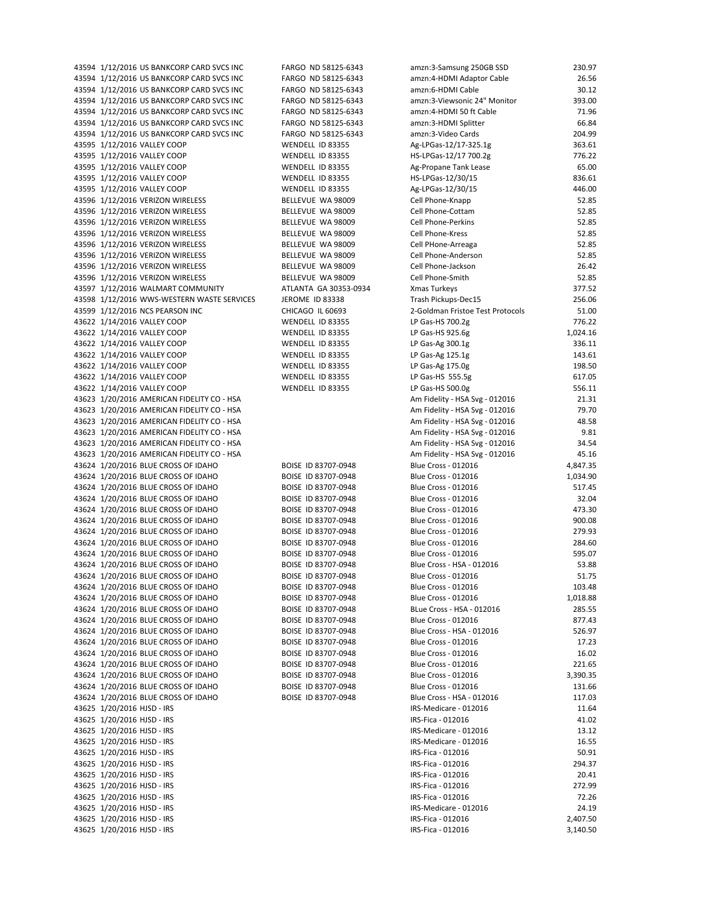| | | | | | |
|---|---|---|---|---|---|
| 43594 | 1/12/2016 | US BANKCORP CARD SVCS INC | FARGO ND 58125-6343 | amzn:3-Samsung 250GB SSD | 230.97 |
| 43594 | 1/12/2016 | US BANKCORP CARD SVCS INC | FARGO ND 58125-6343 | amzn:4-HDMI Adaptor Cable | 26.56 |
| 43594 | 1/12/2016 | US BANKCORP CARD SVCS INC | FARGO ND 58125-6343 | amzn:6-HDMI Cable | 30.12 |
| 43594 | 1/12/2016 | US BANKCORP CARD SVCS INC | FARGO ND 58125-6343 | amzn:3-Viewsonic 24" Monitor | 393.00 |
| 43594 | 1/12/2016 | US BANKCORP CARD SVCS INC | FARGO ND 58125-6343 | amzn:4-HDMI 50 ft Cable | 71.96 |
| 43594 | 1/12/2016 | US BANKCORP CARD SVCS INC | FARGO ND 58125-6343 | amzn:3-HDMI Splitter | 66.84 |
| 43594 | 1/12/2016 | US BANKCORP CARD SVCS INC | FARGO ND 58125-6343 | amzn:3-Video Cards | 204.99 |
| 43595 | 1/12/2016 | VALLEY COOP | WENDELL ID 83355 | Ag-LPGas-12/17-325.1g | 363.61 |
| 43595 | 1/12/2016 | VALLEY COOP | WENDELL ID 83355 | HS-LPGas-12/17 700.2g | 776.22 |
| 43595 | 1/12/2016 | VALLEY COOP | WENDELL ID 83355 | Ag-Propane Tank Lease | 65.00 |
| 43595 | 1/12/2016 | VALLEY COOP | WENDELL ID 83355 | HS-LPGas-12/30/15 | 836.61 |
| 43595 | 1/12/2016 | VALLEY COOP | WENDELL ID 83355 | Ag-LPGas-12/30/15 | 446.00 |
| 43596 | 1/12/2016 | VERIZON WIRELESS | BELLEVUE WA 98009 | Cell Phone-Knapp | 52.85 |
| 43596 | 1/12/2016 | VERIZON WIRELESS | BELLEVUE WA 98009 | Cell Phone-Cottam | 52.85 |
| 43596 | 1/12/2016 | VERIZON WIRELESS | BELLEVUE WA 98009 | Cell Phone-Perkins | 52.85 |
| 43596 | 1/12/2016 | VERIZON WIRELESS | BELLEVUE WA 98009 | Cell Phone-Kress | 52.85 |
| 43596 | 1/12/2016 | VERIZON WIRELESS | BELLEVUE WA 98009 | Cell PHone-Arreaga | 52.85 |
| 43596 | 1/12/2016 | VERIZON WIRELESS | BELLEVUE WA 98009 | Cell Phone-Anderson | 52.85 |
| 43596 | 1/12/2016 | VERIZON WIRELESS | BELLEVUE WA 98009 | Cell Phone-Jackson | 26.42 |
| 43596 | 1/12/2016 | VERIZON WIRELESS | BELLEVUE WA 98009 | Cell Phone-Smith | 52.85 |
| 43597 | 1/12/2016 | WALMART COMMUNITY | ATLANTA GA 30353-0934 | Xmas Turkeys | 377.52 |
| 43598 | 1/12/2016 | WWS-WESTERN WASTE SERVICES | JEROME ID 83338 | Trash Pickups-Dec15 | 256.06 |
| 43599 | 1/12/2016 | NCS PEARSON INC | CHICAGO IL 60693 | 2-Goldman Fristoe Test Protocols | 51.00 |
| 43622 | 1/14/2016 | VALLEY COOP | WENDELL ID 83355 | LP Gas-HS 700.2g | 776.22 |
| 43622 | 1/14/2016 | VALLEY COOP | WENDELL ID 83355 | LP Gas-HS 925.6g | 1,024.16 |
| 43622 | 1/14/2016 | VALLEY COOP | WENDELL ID 83355 | LP Gas-Ag 300.1g | 336.11 |
| 43622 | 1/14/2016 | VALLEY COOP | WENDELL ID 83355 | LP Gas-Ag 125.1g | 143.61 |
| 43622 | 1/14/2016 | VALLEY COOP | WENDELL ID 83355 | LP Gas-Ag 175.0g | 198.50 |
| 43622 | 1/14/2016 | VALLEY COOP | WENDELL ID 83355 | LP Gas-HS 555.5g | 617.05 |
| 43622 | 1/14/2016 | VALLEY COOP | WENDELL ID 83355 | LP Gas-HS 500.0g | 556.11 |
| 43623 | 1/20/2016 | AMERICAN FIDELITY CO - HSA | | Am Fidelity - HSA Svg - 012016 | 21.31 |
| 43623 | 1/20/2016 | AMERICAN FIDELITY CO - HSA | | Am Fidelity - HSA Svg - 012016 | 79.70 |
| 43623 | 1/20/2016 | AMERICAN FIDELITY CO - HSA | | Am Fidelity - HSA Svg - 012016 | 48.58 |
| 43623 | 1/20/2016 | AMERICAN FIDELITY CO - HSA | | Am Fidelity - HSA Svg - 012016 | 9.81 |
| 43623 | 1/20/2016 | AMERICAN FIDELITY CO - HSA | | Am Fidelity - HSA Svg - 012016 | 34.54 |
| 43623 | 1/20/2016 | AMERICAN FIDELITY CO - HSA | | Am Fidelity - HSA Svg - 012016 | 45.16 |
| 43624 | 1/20/2016 | BLUE CROSS OF IDAHO | BOISE ID 83707-0948 | Blue Cross - 012016 | 4,847.35 |
| 43624 | 1/20/2016 | BLUE CROSS OF IDAHO | BOISE ID 83707-0948 | Blue Cross - 012016 | 1,034.90 |
| 43624 | 1/20/2016 | BLUE CROSS OF IDAHO | BOISE ID 83707-0948 | Blue Cross - 012016 | 517.45 |
| 43624 | 1/20/2016 | BLUE CROSS OF IDAHO | BOISE ID 83707-0948 | Blue Cross - 012016 | 32.04 |
| 43624 | 1/20/2016 | BLUE CROSS OF IDAHO | BOISE ID 83707-0948 | Blue Cross - 012016 | 473.30 |
| 43624 | 1/20/2016 | BLUE CROSS OF IDAHO | BOISE ID 83707-0948 | Blue Cross - 012016 | 900.08 |
| 43624 | 1/20/2016 | BLUE CROSS OF IDAHO | BOISE ID 83707-0948 | Blue Cross - 012016 | 279.93 |
| 43624 | 1/20/2016 | BLUE CROSS OF IDAHO | BOISE ID 83707-0948 | Blue Cross - 012016 | 284.60 |
| 43624 | 1/20/2016 | BLUE CROSS OF IDAHO | BOISE ID 83707-0948 | Blue Cross - 012016 | 595.07 |
| 43624 | 1/20/2016 | BLUE CROSS OF IDAHO | BOISE ID 83707-0948 | Blue Cross - HSA - 012016 | 53.88 |
| 43624 | 1/20/2016 | BLUE CROSS OF IDAHO | BOISE ID 83707-0948 | Blue Cross - 012016 | 51.75 |
| 43624 | 1/20/2016 | BLUE CROSS OF IDAHO | BOISE ID 83707-0948 | Blue Cross - 012016 | 103.48 |
| 43624 | 1/20/2016 | BLUE CROSS OF IDAHO | BOISE ID 83707-0948 | Blue Cross - 012016 | 1,018.88 |
| 43624 | 1/20/2016 | BLUE CROSS OF IDAHO | BOISE ID 83707-0948 | BLue Cross - HSA - 012016 | 285.55 |
| 43624 | 1/20/2016 | BLUE CROSS OF IDAHO | BOISE ID 83707-0948 | Blue Cross - 012016 | 877.43 |
| 43624 | 1/20/2016 | BLUE CROSS OF IDAHO | BOISE ID 83707-0948 | Blue Cross - HSA - 012016 | 526.97 |
| 43624 | 1/20/2016 | BLUE CROSS OF IDAHO | BOISE ID 83707-0948 | Blue Cross - 012016 | 17.23 |
| 43624 | 1/20/2016 | BLUE CROSS OF IDAHO | BOISE ID 83707-0948 | Blue Cross - 012016 | 16.02 |
| 43624 | 1/20/2016 | BLUE CROSS OF IDAHO | BOISE ID 83707-0948 | Blue Cross - 012016 | 221.65 |
| 43624 | 1/20/2016 | BLUE CROSS OF IDAHO | BOISE ID 83707-0948 | Blue Cross - 012016 | 3,390.35 |
| 43624 | 1/20/2016 | BLUE CROSS OF IDAHO | BOISE ID 83707-0948 | Blue Cross - 012016 | 131.66 |
| 43624 | 1/20/2016 | BLUE CROSS OF IDAHO | BOISE ID 83707-0948 | Blue Cross - HSA - 012016 | 117.03 |
| 43625 | 1/20/2016 | HJSD - IRS | | IRS-Medicare - 012016 | 11.64 |
| 43625 | 1/20/2016 | HJSD - IRS | | IRS-Fica - 012016 | 41.02 |
| 43625 | 1/20/2016 | HJSD - IRS | | IRS-Medicare - 012016 | 13.12 |
| 43625 | 1/20/2016 | HJSD - IRS | | IRS-Medicare - 012016 | 16.55 |
| 43625 | 1/20/2016 | HJSD - IRS | | IRS-Fica - 012016 | 50.91 |
| 43625 | 1/20/2016 | HJSD - IRS | | IRS-Fica - 012016 | 294.37 |
| 43625 | 1/20/2016 | HJSD - IRS | | IRS-Fica - 012016 | 20.41 |
| 43625 | 1/20/2016 | HJSD - IRS | | IRS-Fica - 012016 | 272.99 |
| 43625 | 1/20/2016 | HJSD - IRS | | IRS-Fica - 012016 | 72.26 |
| 43625 | 1/20/2016 | HJSD - IRS | | IRS-Medicare - 012016 | 24.19 |
| 43625 | 1/20/2016 | HJSD - IRS | | IRS-Fica - 012016 | 2,407.50 |
| 43625 | 1/20/2016 | HJSD - IRS | | IRS-Fica - 012016 | 3,140.50 |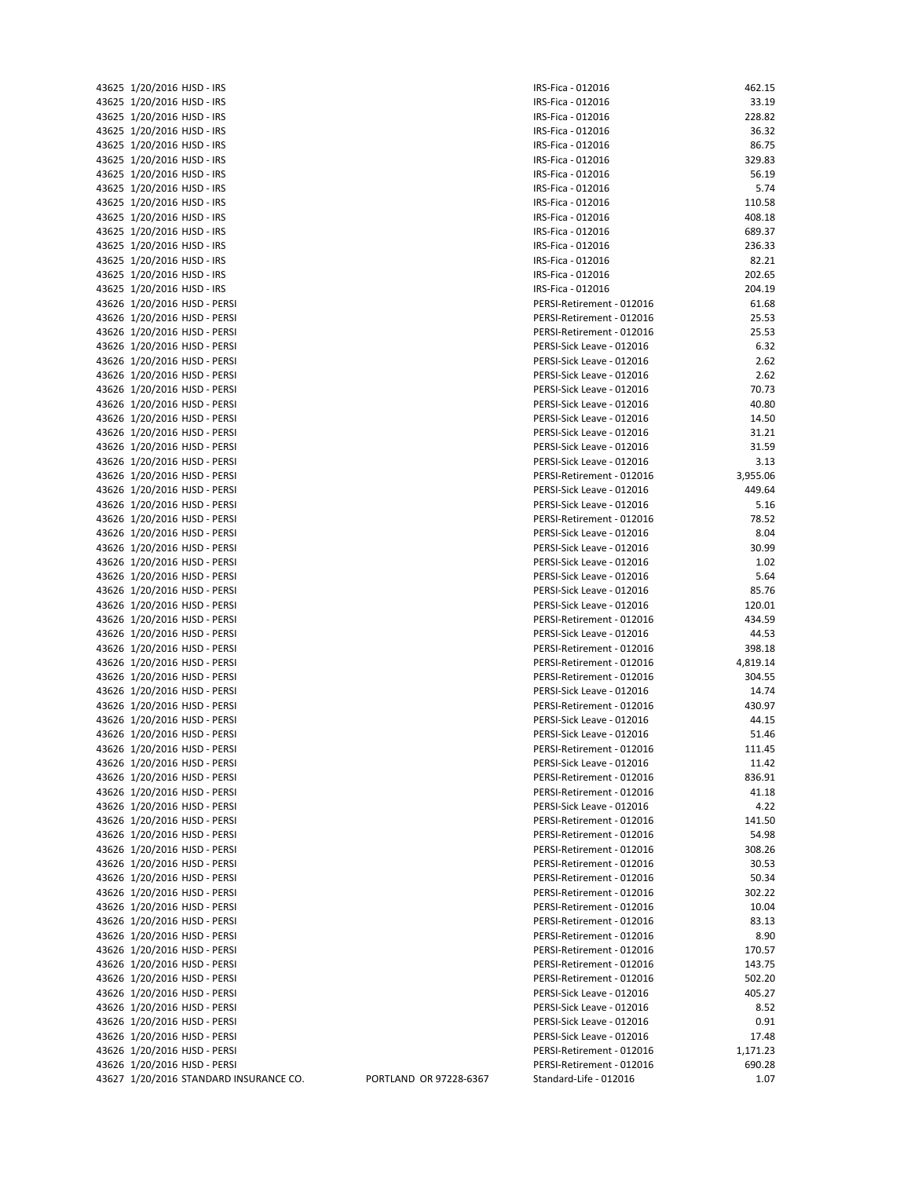| | | | | | |
|---|---|---|---|---|---|
| 43625 | 1/20/2016 | HJSD - IRS | | IRS-Fica - 012016 | 462.15 |
| 43625 | 1/20/2016 | HJSD - IRS | | IRS-Fica - 012016 | 33.19 |
| 43625 | 1/20/2016 | HJSD - IRS | | IRS-Fica - 012016 | 228.82 |
| 43625 | 1/20/2016 | HJSD - IRS | | IRS-Fica - 012016 | 36.32 |
| 43625 | 1/20/2016 | HJSD - IRS | | IRS-Fica - 012016 | 86.75 |
| 43625 | 1/20/2016 | HJSD - IRS | | IRS-Fica - 012016 | 329.83 |
| 43625 | 1/20/2016 | HJSD - IRS | | IRS-Fica - 012016 | 56.19 |
| 43625 | 1/20/2016 | HJSD - IRS | | IRS-Fica - 012016 | 5.74 |
| 43625 | 1/20/2016 | HJSD - IRS | | IRS-Fica - 012016 | 110.58 |
| 43625 | 1/20/2016 | HJSD - IRS | | IRS-Fica - 012016 | 408.18 |
| 43625 | 1/20/2016 | HJSD - IRS | | IRS-Fica - 012016 | 689.37 |
| 43625 | 1/20/2016 | HJSD - IRS | | IRS-Fica - 012016 | 236.33 |
| 43625 | 1/20/2016 | HJSD - IRS | | IRS-Fica - 012016 | 82.21 |
| 43625 | 1/20/2016 | HJSD - IRS | | IRS-Fica - 012016 | 202.65 |
| 43625 | 1/20/2016 | HJSD - IRS | | IRS-Fica - 012016 | 204.19 |
| 43626 | 1/20/2016 | HJSD - PERSI | | PERSI-Retirement - 012016 | 61.68 |
| 43626 | 1/20/2016 | HJSD - PERSI | | PERSI-Retirement - 012016 | 25.53 |
| 43626 | 1/20/2016 | HJSD - PERSI | | PERSI-Retirement - 012016 | 25.53 |
| 43626 | 1/20/2016 | HJSD - PERSI | | PERSI-Sick Leave - 012016 | 6.32 |
| 43626 | 1/20/2016 | HJSD - PERSI | | PERSI-Sick Leave - 012016 | 2.62 |
| 43626 | 1/20/2016 | HJSD - PERSI | | PERSI-Sick Leave - 012016 | 2.62 |
| 43626 | 1/20/2016 | HJSD - PERSI | | PERSI-Sick Leave - 012016 | 70.73 |
| 43626 | 1/20/2016 | HJSD - PERSI | | PERSI-Sick Leave - 012016 | 40.80 |
| 43626 | 1/20/2016 | HJSD - PERSI | | PERSI-Sick Leave - 012016 | 14.50 |
| 43626 | 1/20/2016 | HJSD - PERSI | | PERSI-Sick Leave - 012016 | 31.21 |
| 43626 | 1/20/2016 | HJSD - PERSI | | PERSI-Sick Leave - 012016 | 31.59 |
| 43626 | 1/20/2016 | HJSD - PERSI | | PERSI-Sick Leave - 012016 | 3.13 |
| 43626 | 1/20/2016 | HJSD - PERSI | | PERSI-Retirement - 012016 | 3,955.06 |
| 43626 | 1/20/2016 | HJSD - PERSI | | PERSI-Sick Leave - 012016 | 449.64 |
| 43626 | 1/20/2016 | HJSD - PERSI | | PERSI-Sick Leave - 012016 | 5.16 |
| 43626 | 1/20/2016 | HJSD - PERSI | | PERSI-Retirement - 012016 | 78.52 |
| 43626 | 1/20/2016 | HJSD - PERSI | | PERSI-Sick Leave - 012016 | 8.04 |
| 43626 | 1/20/2016 | HJSD - PERSI | | PERSI-Sick Leave - 012016 | 30.99 |
| 43626 | 1/20/2016 | HJSD - PERSI | | PERSI-Sick Leave - 012016 | 1.02 |
| 43626 | 1/20/2016 | HJSD - PERSI | | PERSI-Sick Leave - 012016 | 5.64 |
| 43626 | 1/20/2016 | HJSD - PERSI | | PERSI-Sick Leave - 012016 | 85.76 |
| 43626 | 1/20/2016 | HJSD - PERSI | | PERSI-Sick Leave - 012016 | 120.01 |
| 43626 | 1/20/2016 | HJSD - PERSI | | PERSI-Retirement - 012016 | 434.59 |
| 43626 | 1/20/2016 | HJSD - PERSI | | PERSI-Sick Leave - 012016 | 44.53 |
| 43626 | 1/20/2016 | HJSD - PERSI | | PERSI-Retirement - 012016 | 398.18 |
| 43626 | 1/20/2016 | HJSD - PERSI | | PERSI-Retirement - 012016 | 4,819.14 |
| 43626 | 1/20/2016 | HJSD - PERSI | | PERSI-Retirement - 012016 | 304.55 |
| 43626 | 1/20/2016 | HJSD - PERSI | | PERSI-Sick Leave - 012016 | 14.74 |
| 43626 | 1/20/2016 | HJSD - PERSI | | PERSI-Retirement - 012016 | 430.97 |
| 43626 | 1/20/2016 | HJSD - PERSI | | PERSI-Sick Leave - 012016 | 44.15 |
| 43626 | 1/20/2016 | HJSD - PERSI | | PERSI-Sick Leave - 012016 | 51.46 |
| 43626 | 1/20/2016 | HJSD - PERSI | | PERSI-Retirement - 012016 | 111.45 |
| 43626 | 1/20/2016 | HJSD - PERSI | | PERSI-Sick Leave - 012016 | 11.42 |
| 43626 | 1/20/2016 | HJSD - PERSI | | PERSI-Retirement - 012016 | 836.91 |
| 43626 | 1/20/2016 | HJSD - PERSI | | PERSI-Retirement - 012016 | 41.18 |
| 43626 | 1/20/2016 | HJSD - PERSI | | PERSI-Sick Leave - 012016 | 4.22 |
| 43626 | 1/20/2016 | HJSD - PERSI | | PERSI-Retirement - 012016 | 141.50 |
| 43626 | 1/20/2016 | HJSD - PERSI | | PERSI-Retirement - 012016 | 54.98 |
| 43626 | 1/20/2016 | HJSD - PERSI | | PERSI-Retirement - 012016 | 308.26 |
| 43626 | 1/20/2016 | HJSD - PERSI | | PERSI-Retirement - 012016 | 30.53 |
| 43626 | 1/20/2016 | HJSD - PERSI | | PERSI-Retirement - 012016 | 50.34 |
| 43626 | 1/20/2016 | HJSD - PERSI | | PERSI-Retirement - 012016 | 302.22 |
| 43626 | 1/20/2016 | HJSD - PERSI | | PERSI-Retirement - 012016 | 10.04 |
| 43626 | 1/20/2016 | HJSD - PERSI | | PERSI-Retirement - 012016 | 83.13 |
| 43626 | 1/20/2016 | HJSD - PERSI | | PERSI-Retirement - 012016 | 8.90 |
| 43626 | 1/20/2016 | HJSD - PERSI | | PERSI-Retirement - 012016 | 170.57 |
| 43626 | 1/20/2016 | HJSD - PERSI | | PERSI-Retirement - 012016 | 143.75 |
| 43626 | 1/20/2016 | HJSD - PERSI | | PERSI-Retirement - 012016 | 502.20 |
| 43626 | 1/20/2016 | HJSD - PERSI | | PERSI-Sick Leave - 012016 | 405.27 |
| 43626 | 1/20/2016 | HJSD - PERSI | | PERSI-Sick Leave - 012016 | 8.52 |
| 43626 | 1/20/2016 | HJSD - PERSI | | PERSI-Sick Leave - 012016 | 0.91 |
| 43626 | 1/20/2016 | HJSD - PERSI | | PERSI-Sick Leave - 012016 | 17.48 |
| 43626 | 1/20/2016 | HJSD - PERSI | | PERSI-Retirement - 012016 | 1,171.23 |
| 43626 | 1/20/2016 | HJSD - PERSI | | PERSI-Retirement - 012016 | 690.28 |
| 43627 | 1/20/2016 | STANDARD INSURANCE CO. | PORTLAND OR 97228-6367 | Standard-Life - 012016 | 1.07 |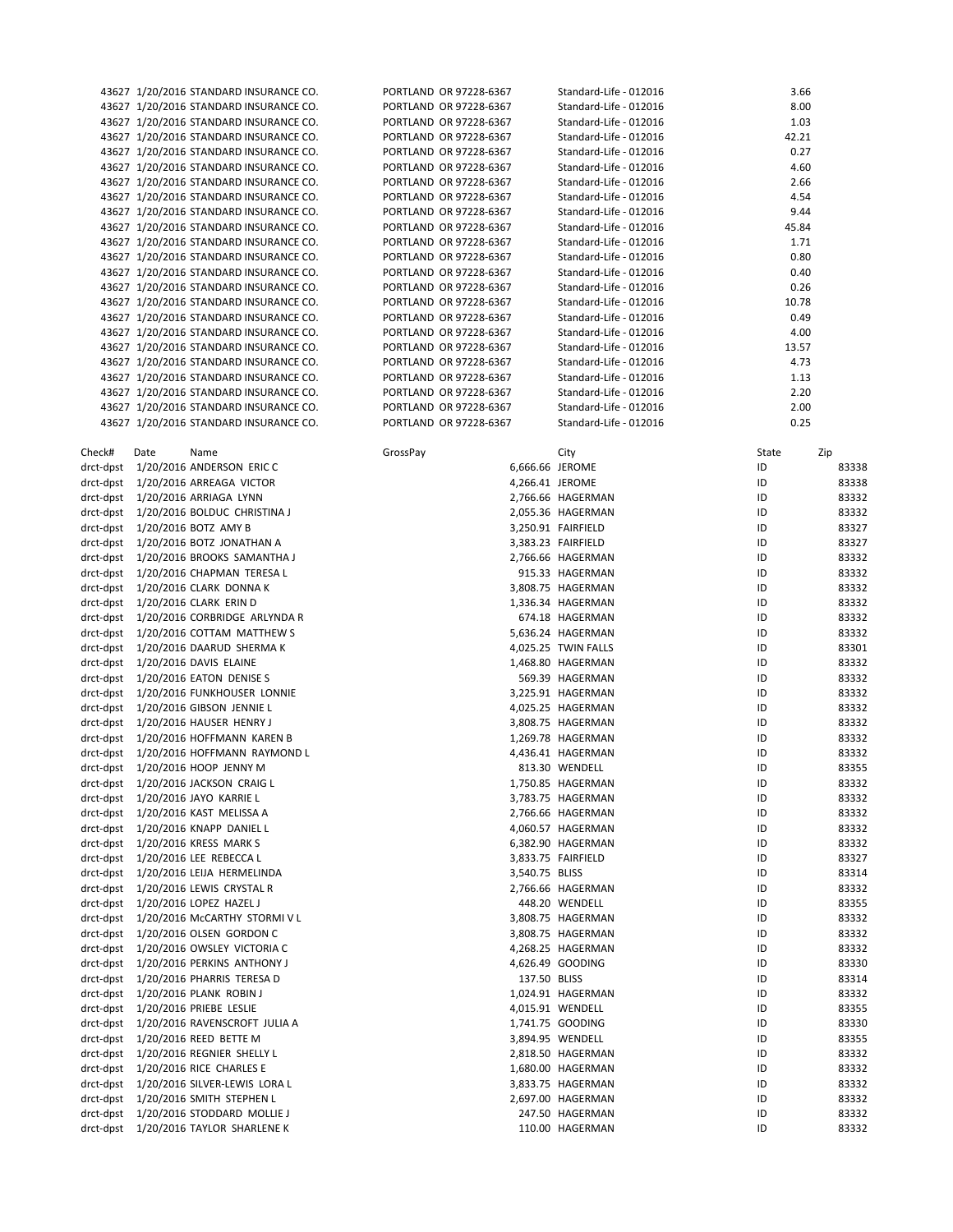| | | | | | |
|---|---|---|---|---|---|
| 43627 | 1/20/2016 | STANDARD INSURANCE CO. | PORTLAND OR 97228-6367 | Standard-Life - 012016 | 3.66 |
| 43627 | 1/20/2016 | STANDARD INSURANCE CO. | PORTLAND OR 97228-6367 | Standard-Life - 012016 | 8.00 |
| 43627 | 1/20/2016 | STANDARD INSURANCE CO. | PORTLAND OR 97228-6367 | Standard-Life - 012016 | 1.03 |
| 43627 | 1/20/2016 | STANDARD INSURANCE CO. | PORTLAND OR 97228-6367 | Standard-Life - 012016 | 42.21 |
| 43627 | 1/20/2016 | STANDARD INSURANCE CO. | PORTLAND OR 97228-6367 | Standard-Life - 012016 | 0.27 |
| 43627 | 1/20/2016 | STANDARD INSURANCE CO. | PORTLAND OR 97228-6367 | Standard-Life - 012016 | 4.60 |
| 43627 | 1/20/2016 | STANDARD INSURANCE CO. | PORTLAND OR 97228-6367 | Standard-Life - 012016 | 2.66 |
| 43627 | 1/20/2016 | STANDARD INSURANCE CO. | PORTLAND OR 97228-6367 | Standard-Life - 012016 | 4.54 |
| 43627 | 1/20/2016 | STANDARD INSURANCE CO. | PORTLAND OR 97228-6367 | Standard-Life - 012016 | 9.44 |
| 43627 | 1/20/2016 | STANDARD INSURANCE CO. | PORTLAND OR 97228-6367 | Standard-Life - 012016 | 45.84 |
| 43627 | 1/20/2016 | STANDARD INSURANCE CO. | PORTLAND OR 97228-6367 | Standard-Life - 012016 | 1.71 |
| 43627 | 1/20/2016 | STANDARD INSURANCE CO. | PORTLAND OR 97228-6367 | Standard-Life - 012016 | 0.80 |
| 43627 | 1/20/2016 | STANDARD INSURANCE CO. | PORTLAND OR 97228-6367 | Standard-Life - 012016 | 0.40 |
| 43627 | 1/20/2016 | STANDARD INSURANCE CO. | PORTLAND OR 97228-6367 | Standard-Life - 012016 | 0.26 |
| 43627 | 1/20/2016 | STANDARD INSURANCE CO. | PORTLAND OR 97228-6367 | Standard-Life - 012016 | 10.78 |
| 43627 | 1/20/2016 | STANDARD INSURANCE CO. | PORTLAND OR 97228-6367 | Standard-Life - 012016 | 0.49 |
| 43627 | 1/20/2016 | STANDARD INSURANCE CO. | PORTLAND OR 97228-6367 | Standard-Life - 012016 | 4.00 |
| 43627 | 1/20/2016 | STANDARD INSURANCE CO. | PORTLAND OR 97228-6367 | Standard-Life - 012016 | 13.57 |
| 43627 | 1/20/2016 | STANDARD INSURANCE CO. | PORTLAND OR 97228-6367 | Standard-Life - 012016 | 4.73 |
| 43627 | 1/20/2016 | STANDARD INSURANCE CO. | PORTLAND OR 97228-6367 | Standard-Life - 012016 | 1.13 |
| 43627 | 1/20/2016 | STANDARD INSURANCE CO. | PORTLAND OR 97228-6367 | Standard-Life - 012016 | 2.20 |
| 43627 | 1/20/2016 | STANDARD INSURANCE CO. | PORTLAND OR 97228-6367 | Standard-Life - 012016 | 2.00 |
| 43627 | 1/20/2016 | STANDARD INSURANCE CO. | PORTLAND OR 97228-6367 | Standard-Life - 012016 | 0.25 |

| Check# | Date | Name | GrossPay | City | State | Zip |
|---|---|---|---|---|---|---|
| drct-dpst | 1/20/2016 | ANDERSON ERIC C | 6,666.66 | JEROME | ID | 83338 |
| drct-dpst | 1/20/2016 | ARREAGA VICTOR | 4,266.41 | JEROME | ID | 83338 |
| drct-dpst | 1/20/2016 | ARRIAGA LYNN | 2,766.66 | HAGERMAN | ID | 83332 |
| drct-dpst | 1/20/2016 | BOLDUC CHRISTINA J | 2,055.36 | HAGERMAN | ID | 83332 |
| drct-dpst | 1/20/2016 | BOTZ AMY B | 3,250.91 | FAIRFIELD | ID | 83327 |
| drct-dpst | 1/20/2016 | BOTZ JONATHAN A | 3,383.23 | FAIRFIELD | ID | 83327 |
| drct-dpst | 1/20/2016 | BROOKS SAMANTHA J | 2,766.66 | HAGERMAN | ID | 83332 |
| drct-dpst | 1/20/2016 | CHAPMAN TERESA L | 915.33 | HAGERMAN | ID | 83332 |
| drct-dpst | 1/20/2016 | CLARK DONNA K | 3,808.75 | HAGERMAN | ID | 83332 |
| drct-dpst | 1/20/2016 | CLARK ERIN D | 1,336.34 | HAGERMAN | ID | 83332 |
| drct-dpst | 1/20/2016 | CORBRIDGE ARLYNDA R | 674.18 | HAGERMAN | ID | 83332 |
| drct-dpst | 1/20/2016 | COTTAM MATTHEW S | 5,636.24 | HAGERMAN | ID | 83332 |
| drct-dpst | 1/20/2016 | DAARUD SHERMA K | 4,025.25 | TWIN FALLS | ID | 83301 |
| drct-dpst | 1/20/2016 | DAVIS ELAINE | 1,468.80 | HAGERMAN | ID | 83332 |
| drct-dpst | 1/20/2016 | EATON DENISE S | 569.39 | HAGERMAN | ID | 83332 |
| drct-dpst | 1/20/2016 | FUNKHOUSER LONNIE | 3,225.91 | HAGERMAN | ID | 83332 |
| drct-dpst | 1/20/2016 | GIBSON JENNIE L | 4,025.25 | HAGERMAN | ID | 83332 |
| drct-dpst | 1/20/2016 | HAUSER HENRY J | 3,808.75 | HAGERMAN | ID | 83332 |
| drct-dpst | 1/20/2016 | HOFFMANN KAREN B | 1,269.78 | HAGERMAN | ID | 83332 |
| drct-dpst | 1/20/2016 | HOFFMANN RAYMOND L | 4,436.41 | HAGERMAN | ID | 83332 |
| drct-dpst | 1/20/2016 | HOOP JENNY M | 813.30 | WENDELL | ID | 83355 |
| drct-dpst | 1/20/2016 | JACKSON CRAIG L | 1,750.85 | HAGERMAN | ID | 83332 |
| drct-dpst | 1/20/2016 | JAYO KARRIE L | 3,783.75 | HAGERMAN | ID | 83332 |
| drct-dpst | 1/20/2016 | KAST MELISSA A | 2,766.66 | HAGERMAN | ID | 83332 |
| drct-dpst | 1/20/2016 | KNAPP DANIEL L | 4,060.57 | HAGERMAN | ID | 83332 |
| drct-dpst | 1/20/2016 | KRESS MARK S | 6,382.90 | HAGERMAN | ID | 83332 |
| drct-dpst | 1/20/2016 | LEE REBECCA L | 3,833.75 | FAIRFIELD | ID | 83327 |
| drct-dpst | 1/20/2016 | LEIJA HERMELINDA | 3,540.75 | BLISS | ID | 83314 |
| drct-dpst | 1/20/2016 | LEWIS CRYSTAL R | 2,766.66 | HAGERMAN | ID | 83332 |
| drct-dpst | 1/20/2016 | LOPEZ HAZEL J | 448.20 | WENDELL | ID | 83355 |
| drct-dpst | 1/20/2016 | McCARTHY STORMI V L | 3,808.75 | HAGERMAN | ID | 83332 |
| drct-dpst | 1/20/2016 | OLSEN GORDON C | 3,808.75 | HAGERMAN | ID | 83332 |
| drct-dpst | 1/20/2016 | OWSLEY VICTORIA C | 4,268.25 | HAGERMAN | ID | 83332 |
| drct-dpst | 1/20/2016 | PERKINS ANTHONY J | 4,626.49 | GOODING | ID | 83330 |
| drct-dpst | 1/20/2016 | PHARRIS TERESA D | 137.50 | BLISS | ID | 83314 |
| drct-dpst | 1/20/2016 | PLANK ROBIN J | 1,024.91 | HAGERMAN | ID | 83332 |
| drct-dpst | 1/20/2016 | PRIEBE LESLIE | 4,015.91 | WENDELL | ID | 83355 |
| drct-dpst | 1/20/2016 | RAVENSCROFT JULIA A | 1,741.75 | GOODING | ID | 83330 |
| drct-dpst | 1/20/2016 | REED BETTE M | 3,894.95 | WENDELL | ID | 83355 |
| drct-dpst | 1/20/2016 | REGNIER SHELLY L | 2,818.50 | HAGERMAN | ID | 83332 |
| drct-dpst | 1/20/2016 | RICE CHARLES E | 1,680.00 | HAGERMAN | ID | 83332 |
| drct-dpst | 1/20/2016 | SILVER-LEWIS LORA L | 3,833.75 | HAGERMAN | ID | 83332 |
| drct-dpst | 1/20/2016 | SMITH STEPHEN L | 2,697.00 | HAGERMAN | ID | 83332 |
| drct-dpst | 1/20/2016 | STODDARD MOLLIE J | 247.50 | HAGERMAN | ID | 83332 |
| drct-dpst | 1/20/2016 | TAYLOR SHARLENE K | 110.00 | HAGERMAN | ID | 83332 |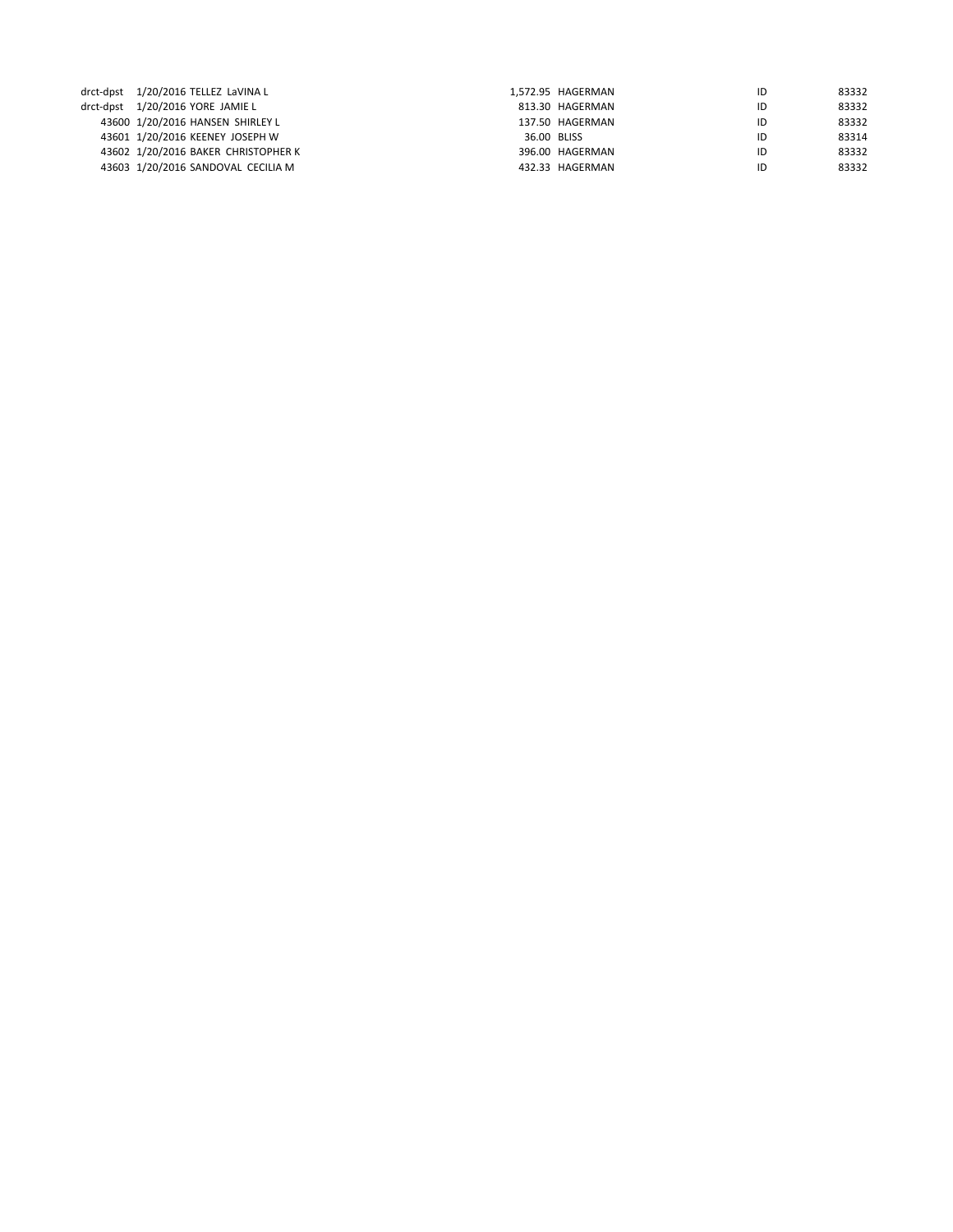| | | | | | | |
|---|---|---|---|---|---|---|
| drct-dpst | 1/20/2016 | TELLEZ LaVINA L | 1,572.95 | HAGERMAN | ID | 83332 |
| drct-dpst | 1/20/2016 | YORE JAMIE L | 813.30 | HAGERMAN | ID | 83332 |
| 43600 | 1/20/2016 | HANSEN SHIRLEY L | 137.50 | HAGERMAN | ID | 83332 |
| 43601 | 1/20/2016 | KEENEY JOSEPH W | 36.00 | BLISS | ID | 83314 |
| 43602 | 1/20/2016 | BAKER CHRISTOPHER K | 396.00 | HAGERMAN | ID | 83332 |
| 43603 | 1/20/2016 | SANDOVAL CECILIA M | 432.33 | HAGERMAN | ID | 83332 |